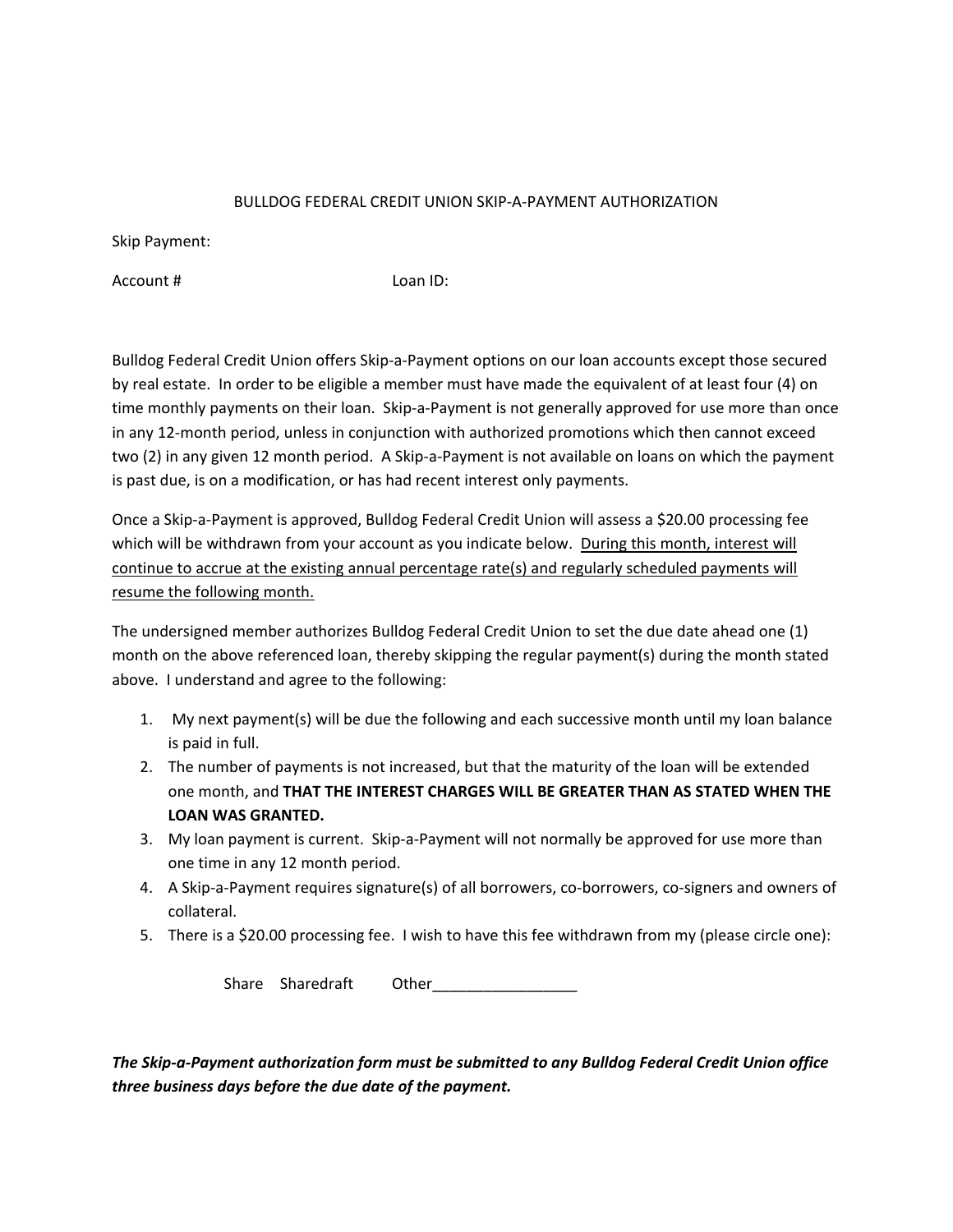# BULLDOG FEDERAL CREDIT UNION SKIP-A-PAYMENT AUTHORIZATION

Skip Payment:

Account #                                        Loan ID:

Bulldog Federal Credit Union offers Skip-a-Payment options on our loan accounts except those secured by real estate. In order to be eligible a member must have made the equivalent of at least four (4) on time monthly payments on their loan. Skip-a-Payment is not generally approved for use more than once in any 12-month period, unless in conjunction with authorized promotions which then cannot exceed two (2) in any given 12 month period. A Skip-a-Payment is not available on loans on which the payment is past due, is on a modification, or has had recent interest only payments.

Once a Skip-a-Payment is approved, Bulldog Federal Credit Union will assess a $20.00 processing fee which will be withdrawn from your account as you indicate below. <u>During this month, interest will continue to accrue at the existing annual percentage rate(s) and regularly scheduled payments will resume the following month.</u>

The undersigned member authorizes Bulldog Federal Credit Union to set the due date ahead one (1) month on the above referenced loan, thereby skipping the regular payment(s) during the month stated above. I understand and agree to the following:

1. My next payment(s) will be due the following and each successive month until my loan balance is paid in full.
2. The number of payments is not increased, but that the maturity of the loan will be extended one month, and **THAT THE INTEREST CHARGES WILL BE GREATER THAN AS STATED WHEN THE LOAN WAS GRANTED.**
3. My loan payment is current. Skip-a-Payment will not normally be approved for use more than one time in any 12 month period.
4. A Skip-a-Payment requires signature(s) of all borrowers, co-borrowers, co-signers and owners of collateral.
5. There is a $20.00 processing fee. I wish to have this fee withdrawn from my (please circle one):

   Share    Sharedraft    Other_________________

***The Skip-a-Payment authorization form must be submitted to any Bulldog Federal Credit Union office three business days before the due date of the payment.***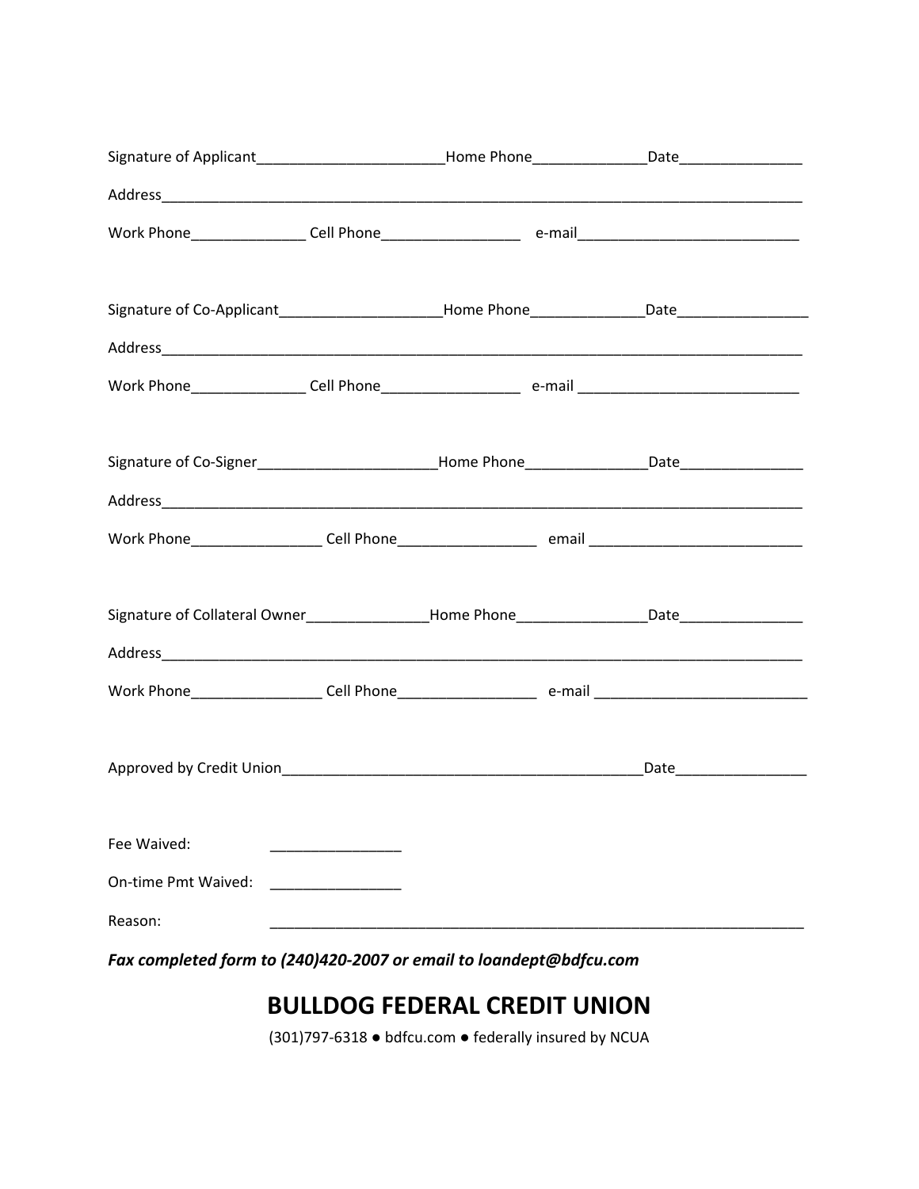Signature of Applicant_______________________Home Phone______________Date_______________

Address_________________________________________________________________________________

Work Phone______________ Cell Phone_________________ e-mail___________________________

Signature of Co-Applicant____________________Home Phone______________Date________________

Address_________________________________________________________________________________

Work Phone______________ Cell Phone_________________ e-mail ___________________________

Signature of Co-Signer______________________Home Phone_______________Date_______________

Address_________________________________________________________________________________

Work Phone________________ Cell Phone_________________ email __________________________

Signature of Collateral Owner_______________Home Phone________________Date_______________

Address_________________________________________________________________________________

Work Phone________________ Cell Phone_________________ e-mail __________________________

Approved by Credit Union____________________________________________Date________________

Fee Waived: ________________

On-time Pmt Waived: ________________

Reason: _________________________________________________________________

***Fax completed form to (240)420-2007 or email to loandept@bdfcu.com***

## BULLDOG FEDERAL CREDIT UNION

(301)797-6318 ● bdfcu.com ● federally insured by NCUA